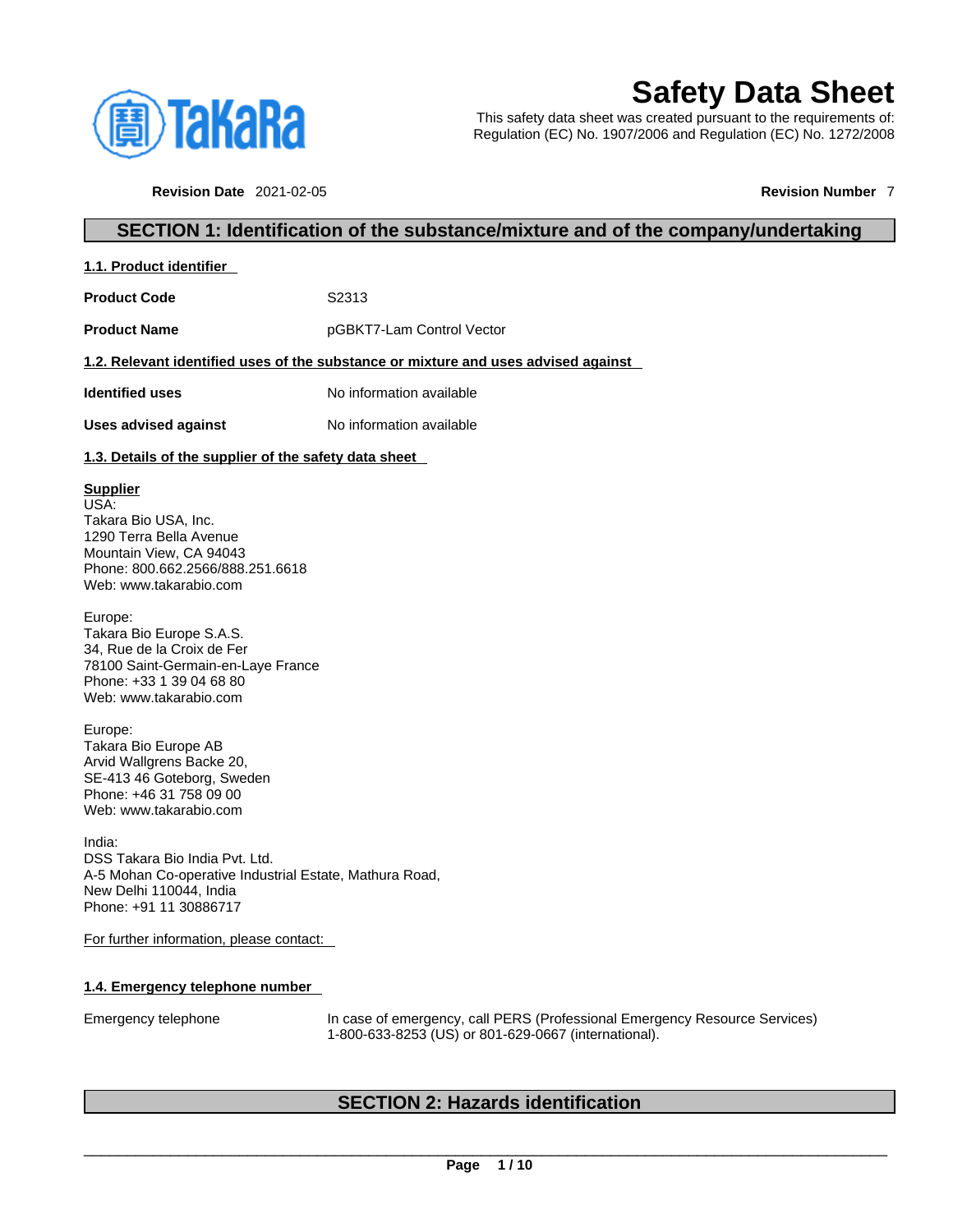# Safety Data Sheet

This safety data sheet was created pursuant to the requirements of:
Regulation (EC) No. 1907/2006 and Regulation (EC) No. 1272/2008

**Revision Date** 2021-02-05 **Revision Number** 7

## SECTION 1: Identification of the substance/mixture and of the company/undertaking

### 1.1. Product identifier

**Product Code** S2313

**Product Name** pGBKT7-Lam Control Vector

### 1.2. Relevant identified uses of the substance or mixture and uses advised against

**Identified uses** No information available

**Uses advised against** No information available

### 1.3. Details of the supplier of the safety data sheet

**Supplier**
USA:
Takara Bio USA, Inc.
1290 Terra Bella Avenue
Mountain View, CA 94043
Phone: 800.662.2566/888.251.6618
Web: www.takarabio.com

Europe:
Takara Bio Europe S.A.S.
34, Rue de la Croix de Fer
78100 Saint-Germain-en-Laye France
Phone: +33 1 39 04 68 80
Web: www.takarabio.com

Europe:
Takara Bio Europe AB
Arvid Wallgrens Backe 20,
SE-413 46 Goteborg, Sweden
Phone: +46 31 758 09 00
Web: www.takarabio.com

India:
DSS Takara Bio India Pvt. Ltd.
A-5 Mohan Co-operative Industrial Estate, Mathura Road,
New Delhi 110044, India
Phone: +91 11 30886717

For further information, please contact:

### 1.4. Emergency telephone number

Emergency telephone In case of emergency, call PERS (Professional Emergency Resource Services) 1-800-633-8253 (US) or 801-629-0667 (international).

## SECTION 2: Hazards identification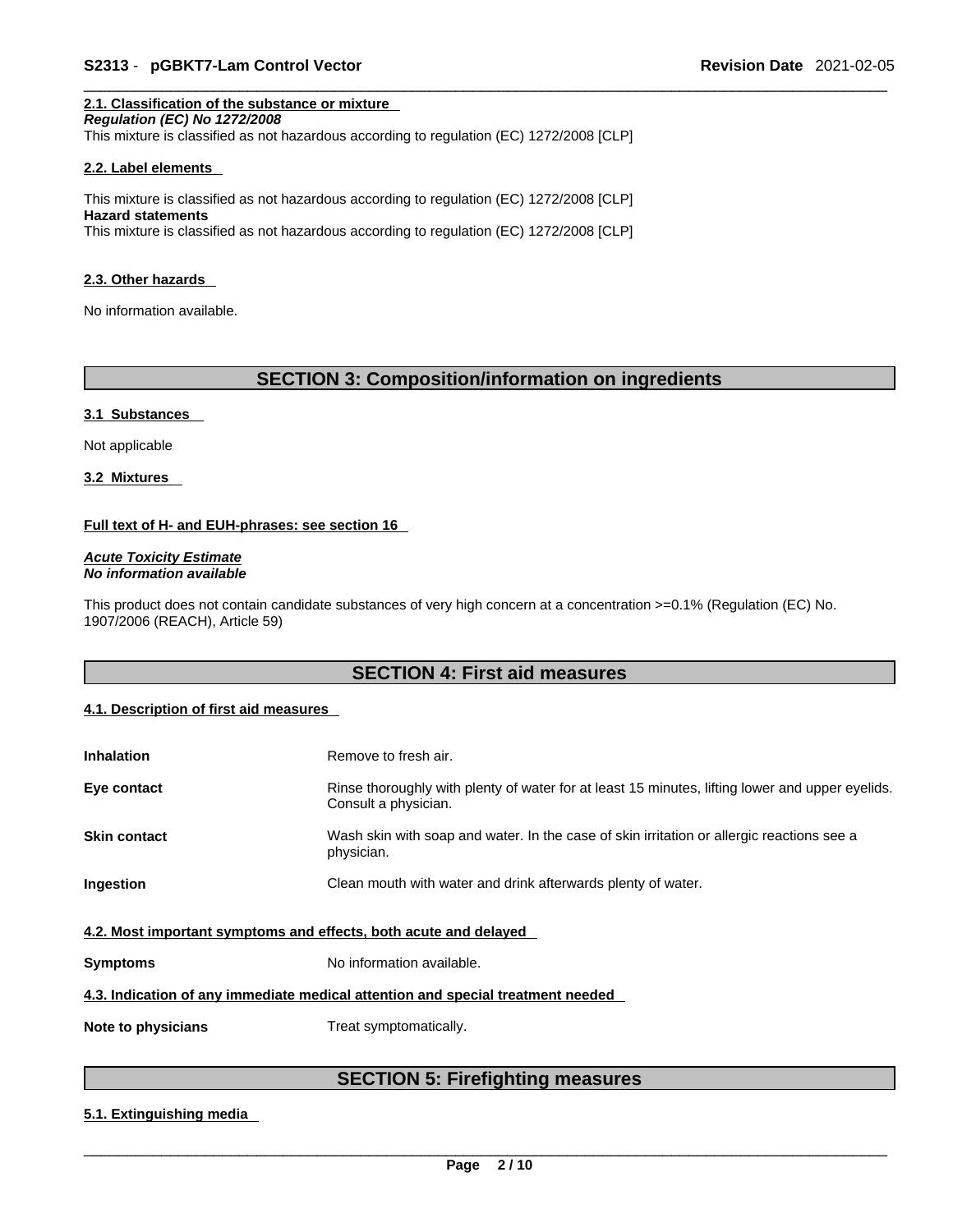#### 2.1. Classification of the substance or mixture

*Regulation (EC) No 1272/2008*

This mixture is classified as not hazardous according to regulation (EC) 1272/2008 [CLP]

#### 2.2. Label elements

This mixture is classified as not hazardous according to regulation (EC) 1272/2008 [CLP]

**Hazard statements**

This mixture is classified as not hazardous according to regulation (EC) 1272/2008 [CLP]

#### 2.3. Other hazards

No information available.

## SECTION 3: Composition/information on ingredients

#### 3.1 Substances

Not applicable

#### 3.2 Mixtures

**Full text of H- and EUH-phrases: see section 16**

***Acute Toxicity Estimate***

***No information available***

This product does not contain candidate substances of very high concern at a concentration >=0.1% (Regulation (EC) No. 1907/2006 (REACH), Article 59)

## SECTION 4: First aid measures

#### 4.1. Description of first aid measures

| | |
|---|---|
| **Inhalation** | Remove to fresh air. |
| **Eye contact** | Rinse thoroughly with plenty of water for at least 15 minutes, lifting lower and upper eyelids. Consult a physician. |
| **Skin contact** | Wash skin with soap and water. In the case of skin irritation or allergic reactions see a physician. |
| **Ingestion** | Clean mouth with water and drink afterwards plenty of water. |

#### 4.2. Most important symptoms and effects, both acute and delayed

| | |
|---|---|
| **Symptoms** | No information available. |

#### 4.3. Indication of any immediate medical attention and special treatment needed

| | |
|---|---|
| **Note to physicians** | Treat symptomatically. |

## SECTION 5: Firefighting measures

#### 5.1. Extinguishing media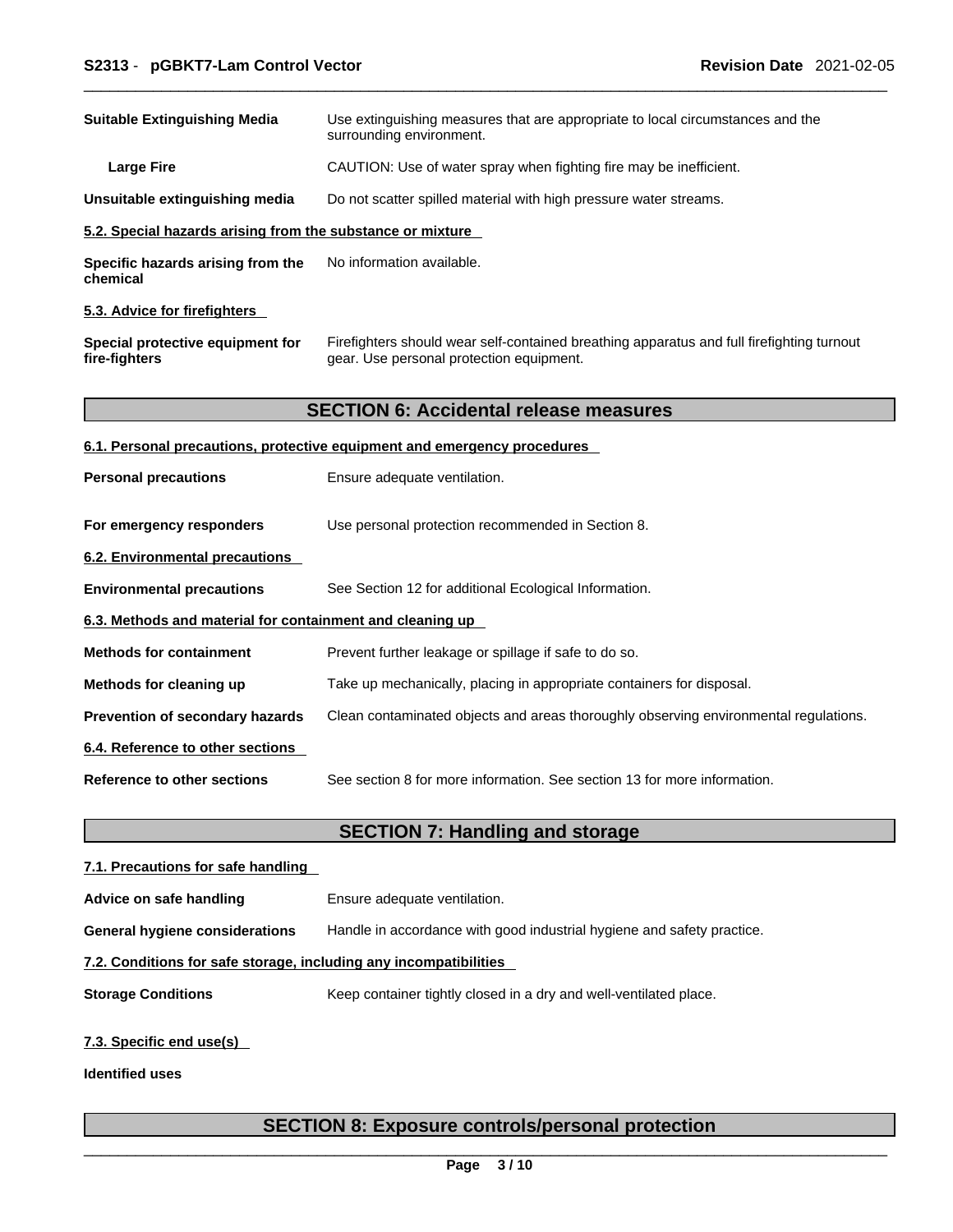| | |
|---|---|
| **Suitable Extinguishing Media** | Use extinguishing measures that are appropriate to local circumstances and the surrounding environment. |
| **Large Fire** | CAUTION: Use of water spray when fighting fire may be inefficient. |
| **Unsuitable extinguishing media** | Do not scatter spilled material with high pressure water streams. |

### 5.2. Special hazards arising from the substance or mixture

| | |
|---|---|
| **Specific hazards arising from the chemical** | No information available. |

### 5.3. Advice for firefighters

| | |
|---|---|
| **Special protective equipment for fire-fighters** | Firefighters should wear self-contained breathing apparatus and full firefighting turnout gear. Use personal protection equipment. |

## SECTION 6: Accidental release measures

### 6.1. Personal precautions, protective equipment and emergency procedures

| | |
|---|---|
| **Personal precautions** | Ensure adequate ventilation. |
| **For emergency responders** | Use personal protection recommended in Section 8. |

### 6.2. Environmental precautions

| | |
|---|---|
| **Environmental precautions** | See Section 12 for additional Ecological Information. |

### 6.3. Methods and material for containment and cleaning up

| | |
|---|---|
| **Methods for containment** | Prevent further leakage or spillage if safe to do so. |
| **Methods for cleaning up** | Take up mechanically, placing in appropriate containers for disposal. |
| **Prevention of secondary hazards** | Clean contaminated objects and areas thoroughly observing environmental regulations. |

### 6.4. Reference to other sections

| | |
|---|---|
| **Reference to other sections** | See section 8 for more information. See section 13 for more information. |

## SECTION 7: Handling and storage

### 7.1. Precautions for safe handling

| | |
|---|---|
| **Advice on safe handling** | Ensure adequate ventilation. |
| **General hygiene considerations** | Handle in accordance with good industrial hygiene and safety practice. |

### 7.2. Conditions for safe storage, including any incompatibilities

| | |
|---|---|
| **Storage Conditions** | Keep container tightly closed in a dry and well-ventilated place. |

### 7.3. Specific end use(s)

**Identified uses**

## SECTION 8: Exposure controls/personal protection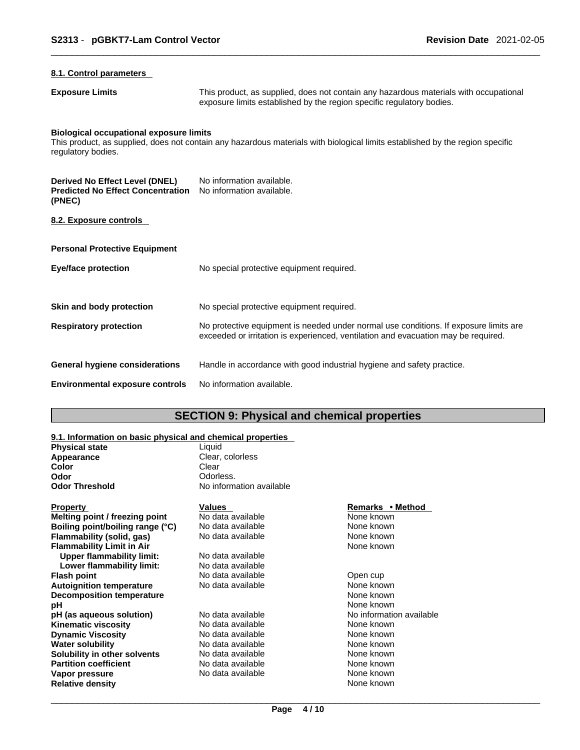### 8.1. Control parameters

| | |
|---|---|
| **Exposure Limits** | This product, as supplied, does not contain any hazardous materials with occupational exposure limits established by the region specific regulatory bodies. |

**Biological occupational exposure limits**
This product, as supplied, does not contain any hazardous materials with biological limits established by the region specific regulatory bodies.

| | |
|---|---|
| **Derived No Effect Level (DNEL)** | No information available. |
| **Predicted No Effect Concentration (PNEC)** | No information available. |

### 8.2. Exposure controls

**Personal Protective Equipment**

| | |
|---|---|
| **Eye/face protection** | No special protective equipment required. |
| **Skin and body protection** | No special protective equipment required. |
| **Respiratory protection** | No protective equipment is needed under normal use conditions. If exposure limits are exceeded or irritation is experienced, ventilation and evacuation may be required. |
| **General hygiene considerations** | Handle in accordance with good industrial hygiene and safety practice. |
| **Environmental exposure controls** | No information available. |

## SECTION 9: Physical and chemical properties

### 9.1. Information on basic physical and chemical properties

| | |
|---|---|
| **Physical state** | Liquid |
| **Appearance** | Clear, colorless |
| **Color** | Clear |
| **Odor** | Odorless. |
| **Odor Threshold** | No information available |

| Property | Values | Remarks • Method |
|---|---|---|
| **Melting point / freezing point** | No data available | None known |
| **Boiling point/boiling range (°C)** | No data available | None known |
| **Flammability (solid, gas)** | No data available | None known |
| **Flammability Limit in Air** | | None known |
| **Upper flammability limit:** | No data available | |
| **Lower flammability limit:** | No data available | |
| **Flash point** | No data available | Open cup |
| **Autoignition temperature** | No data available | None known |
| **Decomposition temperature** | | None known |
| **pH** | | None known |
| **pH (as aqueous solution)** | No data available | No information available |
| **Kinematic viscosity** | No data available | None known |
| **Dynamic Viscosity** | No data available | None known |
| **Water solubility** | No data available | None known |
| **Solubility in other solvents** | No data available | None known |
| **Partition coefficient** | No data available | None known |
| **Vapor pressure** | No data available | None known |
| **Relative density** | | None known |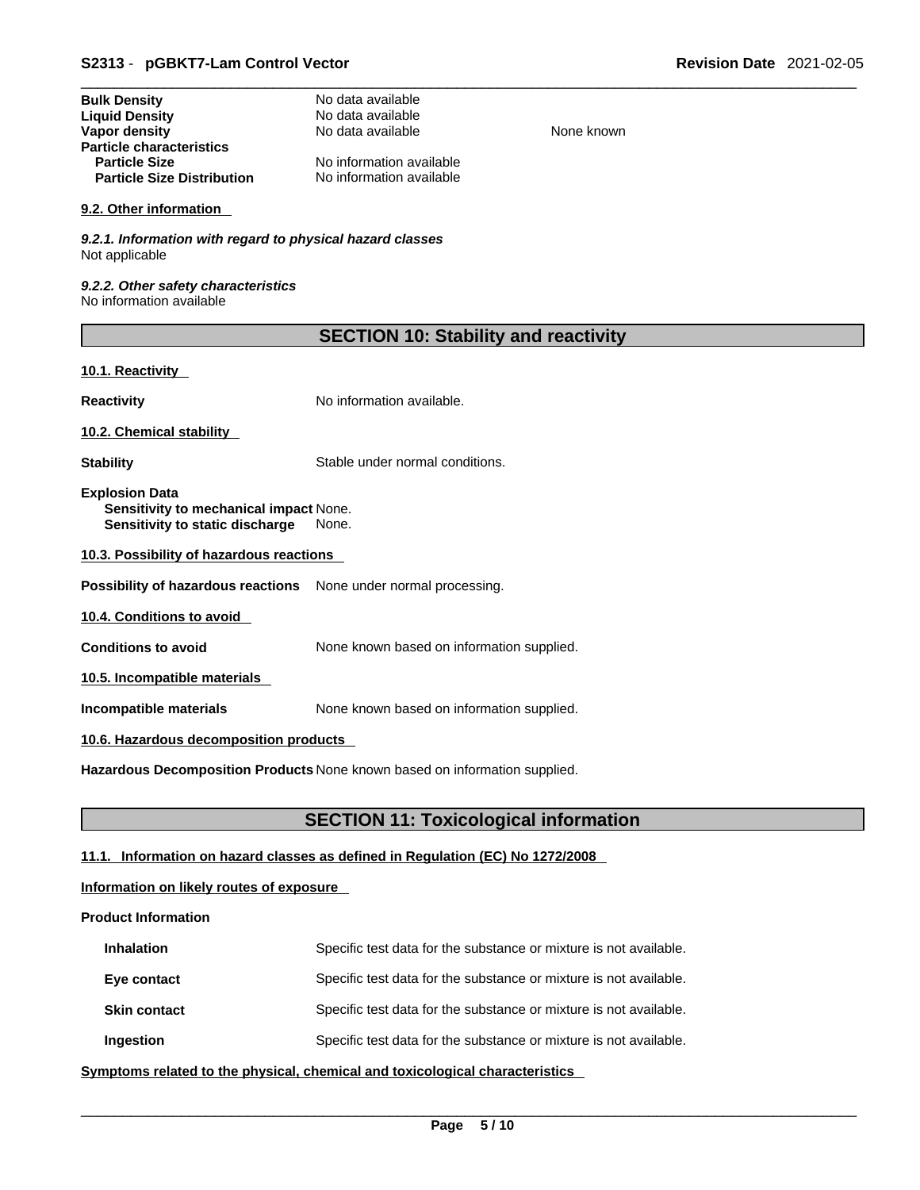| | | |
|---|---|---|
| **Bulk Density** | No data available | |
| **Liquid Density** | No data available | |
| **Vapor density** | No data available | None known |
| **Particle characteristics** | | |
| **Particle Size** | No information available | |
| **Particle Size Distribution** | No information available | |

#### 9.2. Other information

*9.2.1. Information with regard to physical hazard classes*
Not applicable

*9.2.2. Other safety characteristics*
No information available

## SECTION 10: Stability and reactivity

#### 10.1. Reactivity

**Reactivity** No information available.

#### 10.2. Chemical stability

**Stability** Stable under normal conditions.

**Explosion Data**
**Sensitivity to mechanical impact** None.
**Sensitivity to static discharge** None.

#### 10.3. Possibility of hazardous reactions

**Possibility of hazardous reactions** None under normal processing.

#### 10.4. Conditions to avoid

**Conditions to avoid** None known based on information supplied.

#### 10.5. Incompatible materials

**Incompatible materials** None known based on information supplied.

#### 10.6. Hazardous decomposition products

**Hazardous Decomposition Products** None known based on information supplied.

## SECTION 11: Toxicological information

#### 11.1. Information on hazard classes as defined in Regulation (EC) No 1272/2008

#### Information on likely routes of exposure

**Product Information**

| | |
|---|---|
| **Inhalation** | Specific test data for the substance or mixture is not available. |
| **Eye contact** | Specific test data for the substance or mixture is not available. |
| **Skin contact** | Specific test data for the substance or mixture is not available. |
| **Ingestion** | Specific test data for the substance or mixture is not available. |

#### Symptoms related to the physical, chemical and toxicological characteristics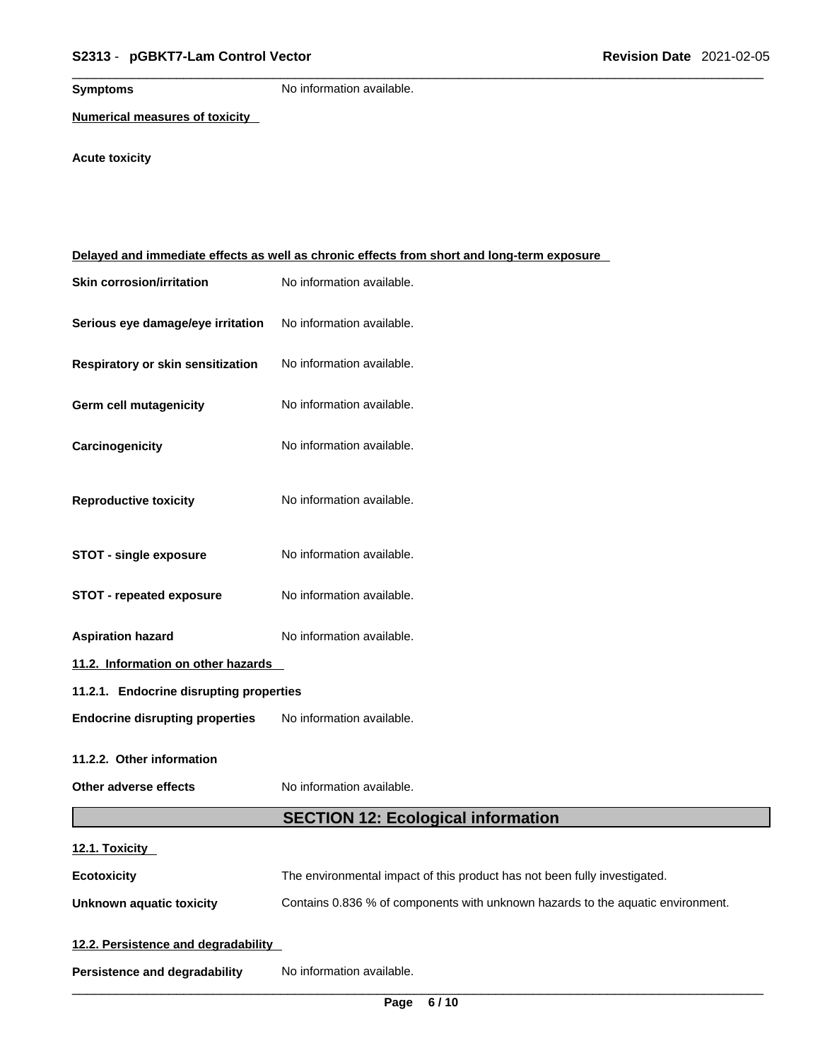**Symptoms** No information available.

**Numerical measures of toxicity**

**Acute toxicity**

**Delayed and immediate effects as well as chronic effects from short and long-term exposure**

**Skin corrosion/irritation** No information available.

**Serious eye damage/eye irritation** No information available.

**Respiratory or skin sensitization** No information available.

**Germ cell mutagenicity** No information available.

**Carcinogenicity** No information available.

**Reproductive toxicity** No information available.

**STOT - single exposure** No information available.

**STOT - repeated exposure** No information available.

**Aspiration hazard** No information available.

**11.2. Information on other hazards**

**11.2.1. Endocrine disrupting properties**

**Endocrine disrupting properties** No information available.

**11.2.2. Other information**

**Other adverse effects** No information available.

## SECTION 12: Ecological information

**12.1. Toxicity**

**Ecotoxicity** The environmental impact of this product has not been fully investigated.

**Unknown aquatic toxicity** Contains 0.836 % of components with unknown hazards to the aquatic environment.

**12.2. Persistence and degradability**

**Persistence and degradability** No information available.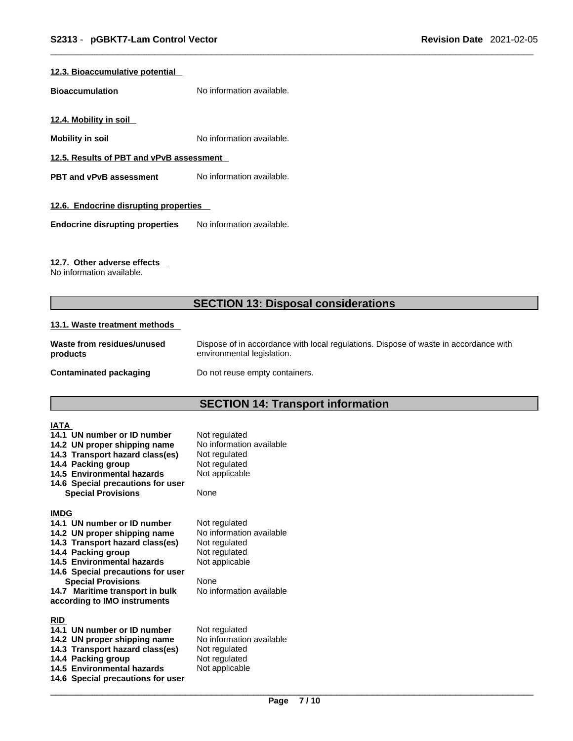#### 12.3. Bioaccumulative potential

**Bioaccumulation** No information available.

#### 12.4. Mobility in soil

**Mobility in soil** No information available.

#### 12.5. Results of PBT and vPvB assessment

**PBT and vPvB assessment** No information available.

#### 12.6. Endocrine disrupting properties

**Endocrine disrupting properties** No information available.

#### 12.7. Other adverse effects

No information available.

## SECTION 13: Disposal considerations

#### 13.1. Waste treatment methods

| | |
|---|---|
| **Waste from residues/unused products** | Dispose of in accordance with local regulations. Dispose of waste in accordance with environmental legislation. |
| **Contaminated packaging** | Do not reuse empty containers. |

## SECTION 14: Transport information

**IATA**

| | |
|---|---|
| **14.1 UN number or ID number** | Not regulated |
| **14.2 UN proper shipping name** | No information available |
| **14.3 Transport hazard class(es)** | Not regulated |
| **14.4 Packing group** | Not regulated |
| **14.5 Environmental hazards** | Not applicable |
| **14.6 Special precautions for user** | |
| **Special Provisions** | None |

**IMDG**

| | |
|---|---|
| **14.1 UN number or ID number** | Not regulated |
| **14.2 UN proper shipping name** | No information available |
| **14.3 Transport hazard class(es)** | Not regulated |
| **14.4 Packing group** | Not regulated |
| **14.5 Environmental hazards** | Not applicable |
| **14.6 Special precautions for user** | |
| **Special Provisions** | None |
| **14.7 Maritime transport in bulk according to IMO instruments** | No information available |

**RID**

| | |
|---|---|
| **14.1 UN number or ID number** | Not regulated |
| **14.2 UN proper shipping name** | No information available |
| **14.3 Transport hazard class(es)** | Not regulated |
| **14.4 Packing group** | Not regulated |
| **14.5 Environmental hazards** | Not applicable |
| **14.6 Special precautions for user** | |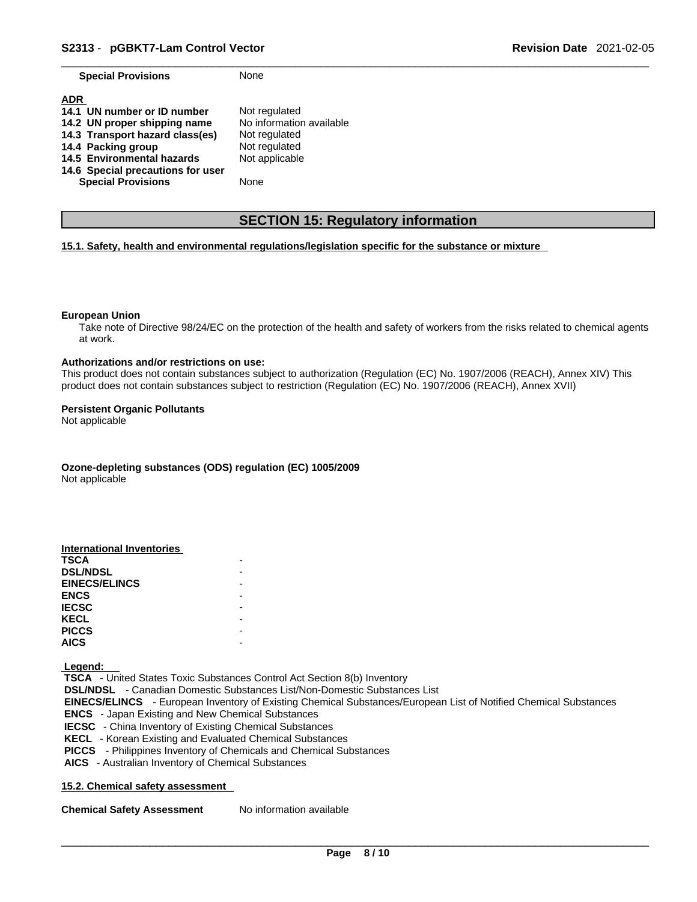| | |
|---|---|
| **Special Provisions** | None |

**ADR**

| | |
|---|---|
| **14.1 UN number or ID number** | Not regulated |
| **14.2 UN proper shipping name** | No information available |
| **14.3 Transport hazard class(es)** | Not regulated |
| **14.4 Packing group** | Not regulated |
| **14.5 Environmental hazards** | Not applicable |
| **14.6 Special precautions for user** | |
| **Special Provisions** | None |

## SECTION 15: Regulatory information

**15.1. Safety, health and environmental regulations/legislation specific for the substance or mixture**

**European Union**

Take note of Directive 98/24/EC on the protection of the health and safety of workers from the risks related to chemical agents at work.

**Authorizations and/or restrictions on use:**

This product does not contain substances subject to authorization (Regulation (EC) No. 1907/2006 (REACH), Annex XIV) This product does not contain substances subject to restriction (Regulation (EC) No. 1907/2006 (REACH), Annex XVII)

**Persistent Organic Pollutants**

Not applicable

**Ozone-depleting substances (ODS) regulation (EC) 1005/2009**

Not applicable

**International Inventories**

| | |
|---|---|
| **TSCA** | - |
| **DSL/NDSL** | - |
| **EINECS/ELINCS** | - |
| **ENCS** | - |
| **IECSC** | - |
| **KECL** | - |
| **PICCS** | - |
| **AICS** | - |

**Legend:**

**TSCA** - United States Toxic Substances Control Act Section 8(b) Inventory
**DSL/NDSL** - Canadian Domestic Substances List/Non-Domestic Substances List
**EINECS/ELINCS** - European Inventory of Existing Chemical Substances/European List of Notified Chemical Substances
**ENCS** - Japan Existing and New Chemical Substances
**IECSC** - China Inventory of Existing Chemical Substances
**KECL** - Korean Existing and Evaluated Chemical Substances
**PICCS** - Philippines Inventory of Chemicals and Chemical Substances
**AICS** - Australian Inventory of Chemical Substances

**15.2. Chemical safety assessment**

| | |
|---|---|
| **Chemical Safety Assessment** | No information available |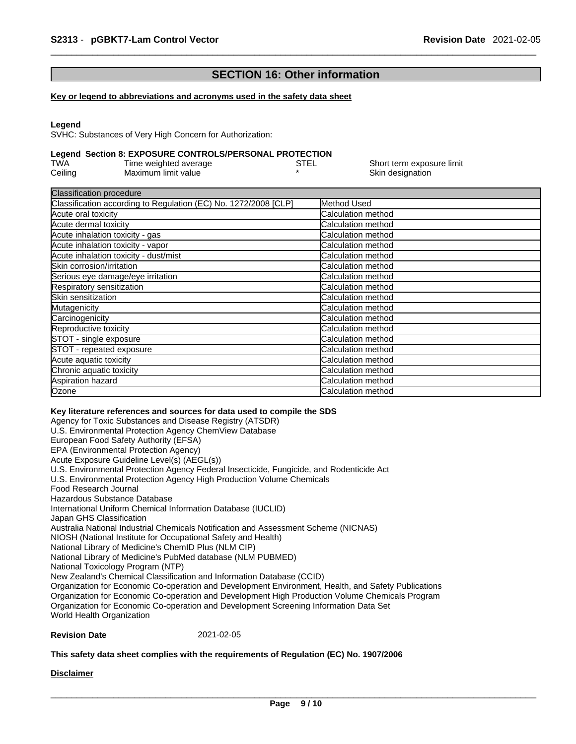## SECTION 16: Other information

**Key or legend to abbreviations and acronyms used in the safety data sheet**

**Legend**
SVHC: Substances of Very High Concern for Authorization:

**Legend Section 8: EXPOSURE CONTROLS/PERSONAL PROTECTION**

| | | | |
|---|---|---|---|
| TWA | Time weighted average | STEL | Short term exposure limit |
| Ceiling | Maximum limit value | * | Skin designation |

| Classification procedure | |
|---|---|
| Classification according to Regulation (EC) No. 1272/2008 [CLP] | Method Used |
| Acute oral toxicity | Calculation method |
| Acute dermal toxicity | Calculation method |
| Acute inhalation toxicity - gas | Calculation method |
| Acute inhalation toxicity - vapor | Calculation method |
| Acute inhalation toxicity - dust/mist | Calculation method |
| Skin corrosion/irritation | Calculation method |
| Serious eye damage/eye irritation | Calculation method |
| Respiratory sensitization | Calculation method |
| Skin sensitization | Calculation method |
| Mutagenicity | Calculation method |
| Carcinogenicity | Calculation method |
| Reproductive toxicity | Calculation method |
| STOT - single exposure | Calculation method |
| STOT - repeated exposure | Calculation method |
| Acute aquatic toxicity | Calculation method |
| Chronic aquatic toxicity | Calculation method |
| Aspiration hazard | Calculation method |
| Ozone | Calculation method |

**Key literature references and sources for data used to compile the SDS**
Agency for Toxic Substances and Disease Registry (ATSDR)
U.S. Environmental Protection Agency ChemView Database
European Food Safety Authority (EFSA)
EPA (Environmental Protection Agency)
Acute Exposure Guideline Level(s) (AEGL(s))
U.S. Environmental Protection Agency Federal Insecticide, Fungicide, and Rodenticide Act
U.S. Environmental Protection Agency High Production Volume Chemicals
Food Research Journal
Hazardous Substance Database
International Uniform Chemical Information Database (IUCLID)
Japan GHS Classification
Australia National Industrial Chemicals Notification and Assessment Scheme (NICNAS)
NIOSH (National Institute for Occupational Safety and Health)
National Library of Medicine's ChemID Plus (NLM CIP)
National Library of Medicine's PubMed database (NLM PUBMED)
National Toxicology Program (NTP)
New Zealand's Chemical Classification and Information Database (CCID)
Organization for Economic Co-operation and Development Environment, Health, and Safety Publications
Organization for Economic Co-operation and Development High Production Volume Chemicals Program
Organization for Economic Co-operation and Development Screening Information Data Set
World Health Organization

**Revision Date** 2021-02-05

**This safety data sheet complies with the requirements of Regulation (EC) No. 1907/2006**

**Disclaimer**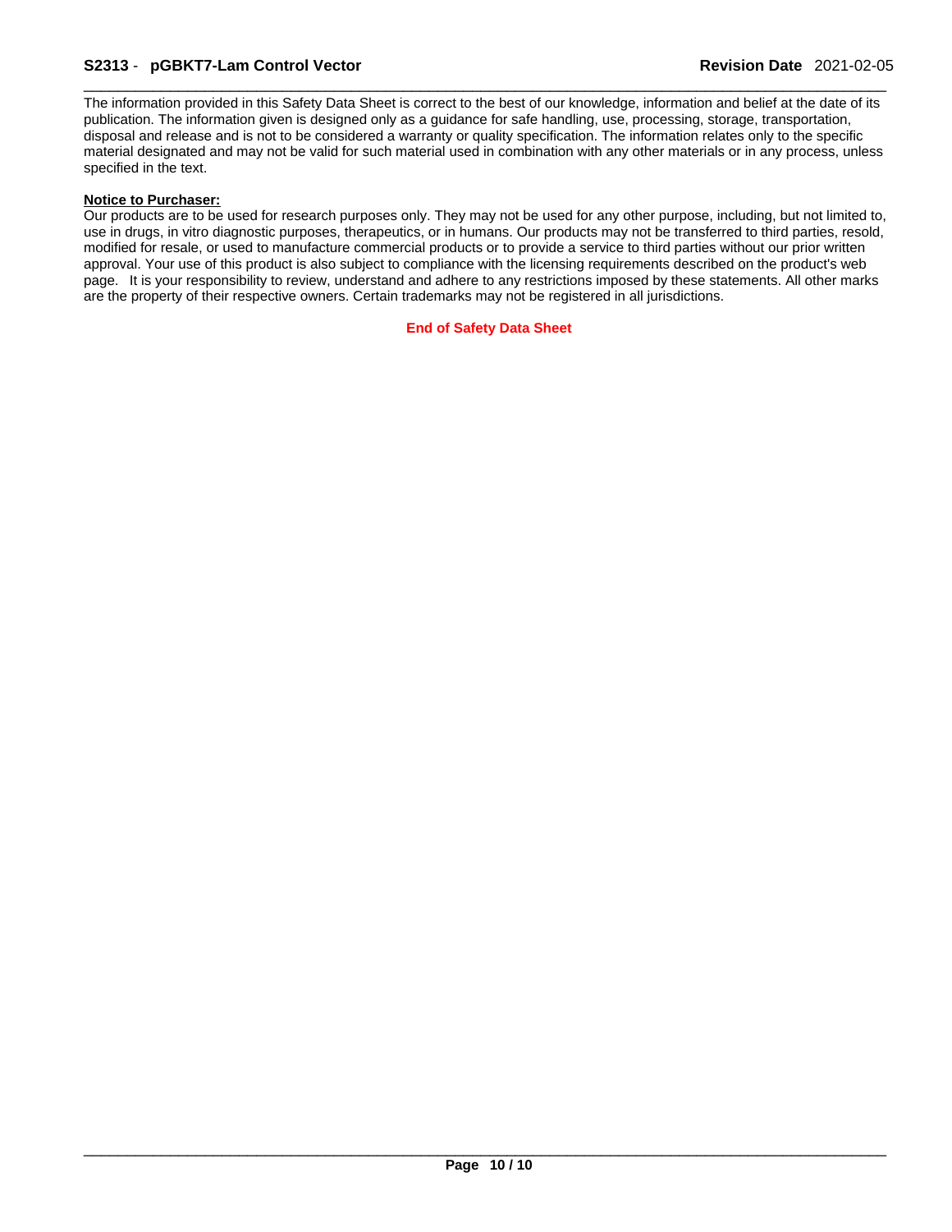The information provided in this Safety Data Sheet is correct to the best of our knowledge, information and belief at the date of its publication. The information given is designed only as a guidance for safe handling, use, processing, storage, transportation, disposal and release and is not to be considered a warranty or quality specification. The information relates only to the specific material designated and may not be valid for such material used in combination with any other materials or in any process, unless specified in the text.

**Notice to Purchaser:**

Our products are to be used for research purposes only. They may not be used for any other purpose, including, but not limited to, use in drugs, in vitro diagnostic purposes, therapeutics, or in humans. Our products may not be transferred to third parties, resold, modified for resale, or used to manufacture commercial products or to provide a service to third parties without our prior written approval. Your use of this product is also subject to compliance with the licensing requirements described on the product's web page. It is your responsibility to review, understand and adhere to any restrictions imposed by these statements. All other marks are the property of their respective owners. Certain trademarks may not be registered in all jurisdictions.

**End of Safety Data Sheet**